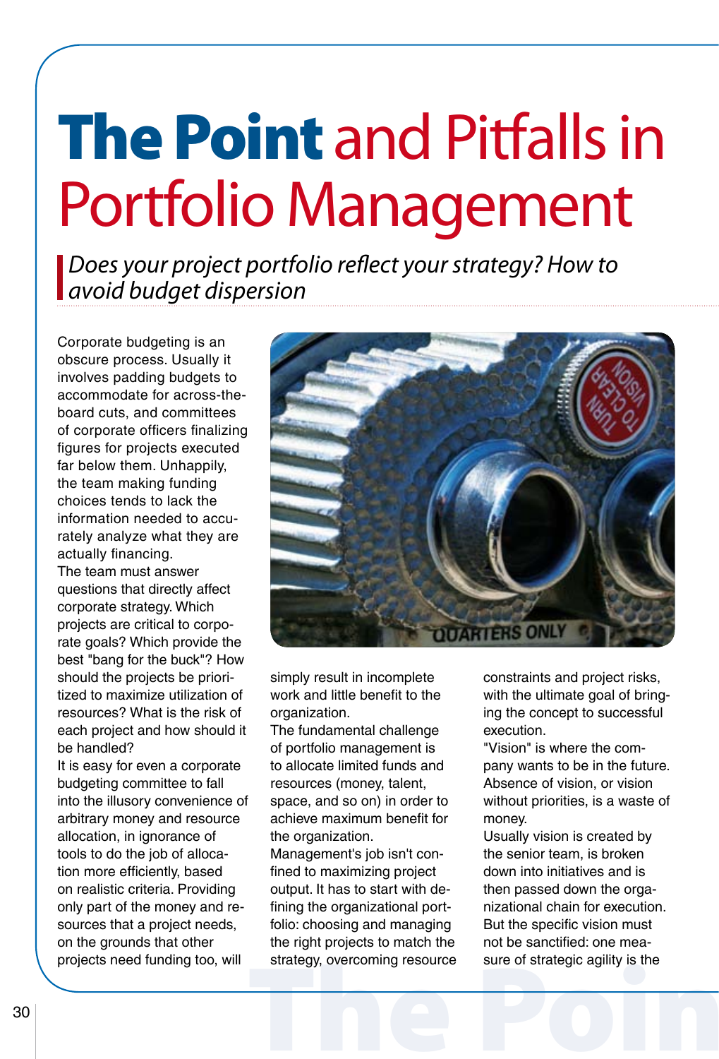# The Point and Pitfalls in Portfolio Management

*Does your project portfolio reflect your strategy? How to avoid budget dispersion*

Corporate budgeting is an obscure process. Usually it involves padding budgets to accommodate for across-the-board cuts, and committees of corporate officers finalizing figures for projects executed far below them. Unhappily, the team making funding choices tends to lack the information needed to accurately analyze what they are actually financing.

The team must answer questions that directly affect corporate strategy. Which projects are critical to corporate goals? Which provide the best "bang for the buck"? How should the projects be prioritized to maximize utilization of resources? What is the risk of each project and how should it be handled?

It is easy for even a corporate budgeting committee to fall into the illusory convenience of arbitrary money and resource allocation, in ignorance of tools to do the job of allocation more efficiently, based on realistic criteria. Providing only part of the money and resources that a project needs, on the grounds that other projects need funding too, will simply result in incomplete work and little benefit to the organization.

The fundamental challenge of portfolio management is to allocate limited funds and resources (money, talent, space, and so on) in order to achieve maximum benefit for the organization.

Management's job isn't confined to maximizing project output. It has to start with defining the organizational portfolio: choosing and managing the right projects to match the strategy, overcoming resource constraints and project risks, with the ultimate goal of bringing the concept to successful execution.

"Vision" is where the company wants to be in the future. Absence of vision, or vision without priorities, is a waste of money.

Usually vision is created by the senior team, is broken down into initiatives and is then passed down the organizational chain for execution. But the specific vision must not be sanctified: one measure of strategic agility is the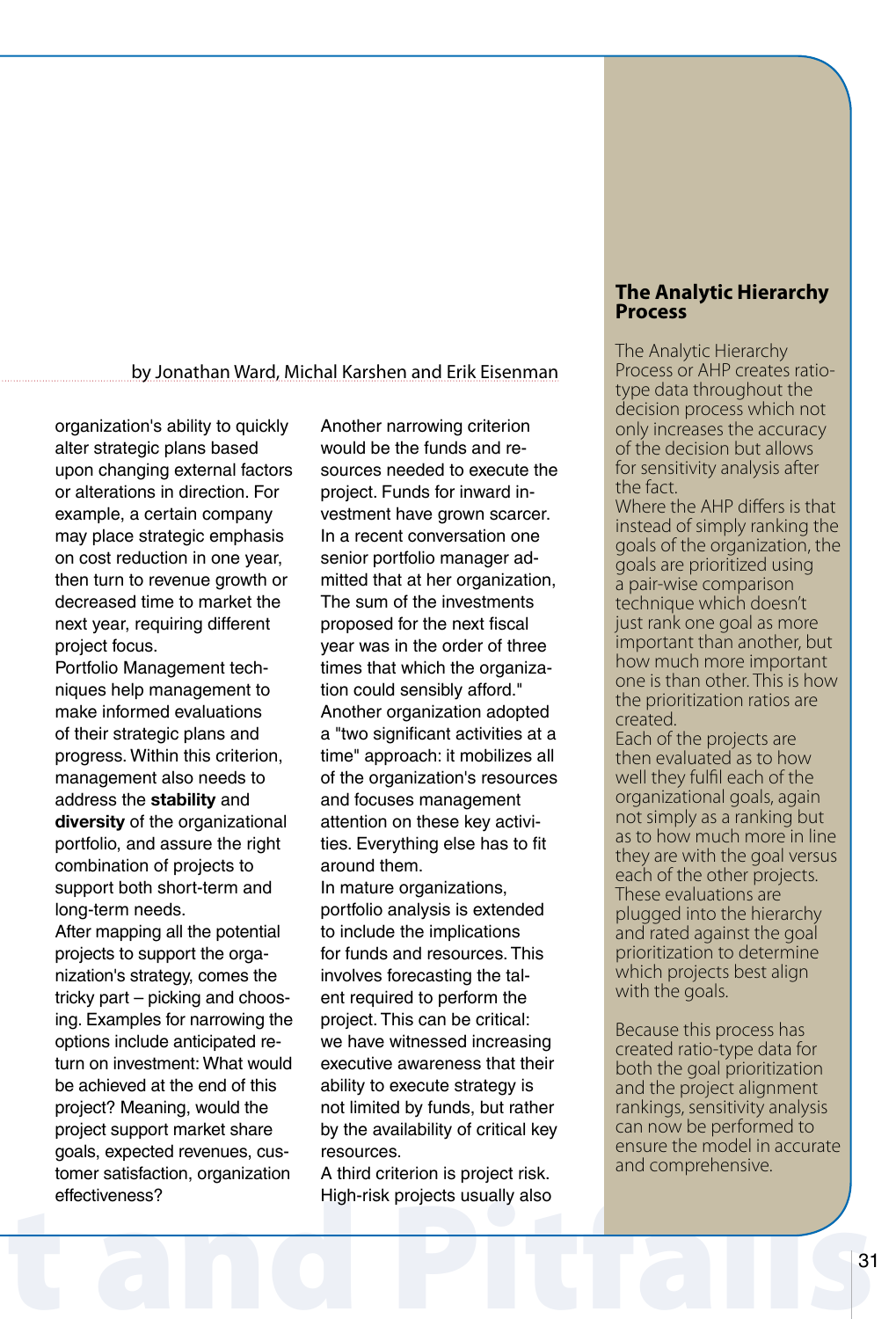by Jonathan Ward, Michal Karshen and Erik Eisenman

organization's ability to quickly alter strategic plans based upon changing external factors or alterations in direction. For example, a certain company may place strategic emphasis on cost reduction in one year, then turn to revenue growth or decreased time to market the next year, requiring different project focus.

Portfolio Management techniques help management to make informed evaluations of their strategic plans and progress. Within this criterion, management also needs to address the **stability** and **diversity** of the organizational portfolio, and assure the right combination of projects to support both short-term and long-term needs.

After mapping all the potential projects to support the organization's strategy, comes the tricky part – picking and choosing. Examples for narrowing the options include anticipated return on investment: What would be achieved at the end of this project? Meaning, would the project support market share goals, expected revenues, customer satisfaction, organization effectiveness?

Another narrowing criterion would be the funds and resources needed to execute the project. Funds for inward investment have grown scarcer. In a recent conversation one senior portfolio manager admitted that at her organization, The sum of the investments proposed for the next fiscal year was in the order of three times that which the organization could sensibly afford."

Another organization adopted a "two significant activities at a time" approach: it mobilizes all of the organization's resources and focuses management attention on these key activities. Everything else has to fit around them.

In mature organizations, portfolio analysis is extended to include the implications for funds and resources. This involves forecasting the talent required to perform the project. This can be critical: we have witnessed increasing executive awareness that their ability to execute strategy is not limited by funds, but rather by the availability of critical key resources.

A third criterion is project risk. High-risk projects usually also

## The Analytic Hierarchy Process

The Analytic Hierarchy Process or AHP creates ratio-type data throughout the decision process which not only increases the accuracy of the decision but allows for sensitivity analysis after the fact.

Where the AHP differs is that instead of simply ranking the goals of the organization, the goals are prioritized using a pair-wise comparison technique which doesn't just rank one goal as more important than another, but how much more important one is than other. This is how the prioritization ratios are created.

Each of the projects are then evaluated as to how well they fulfil each of the organizational goals, again not simply as a ranking but as to how much more in line they are with the goal versus each of the other projects. These evaluations are plugged into the hierarchy and rated against the goal prioritization to determine which projects best align with the goals.

Because this process has created ratio-type data for both the goal prioritization and the project alignment rankings, sensitivity analysis can now be performed to ensure the model in accurate and comprehensive.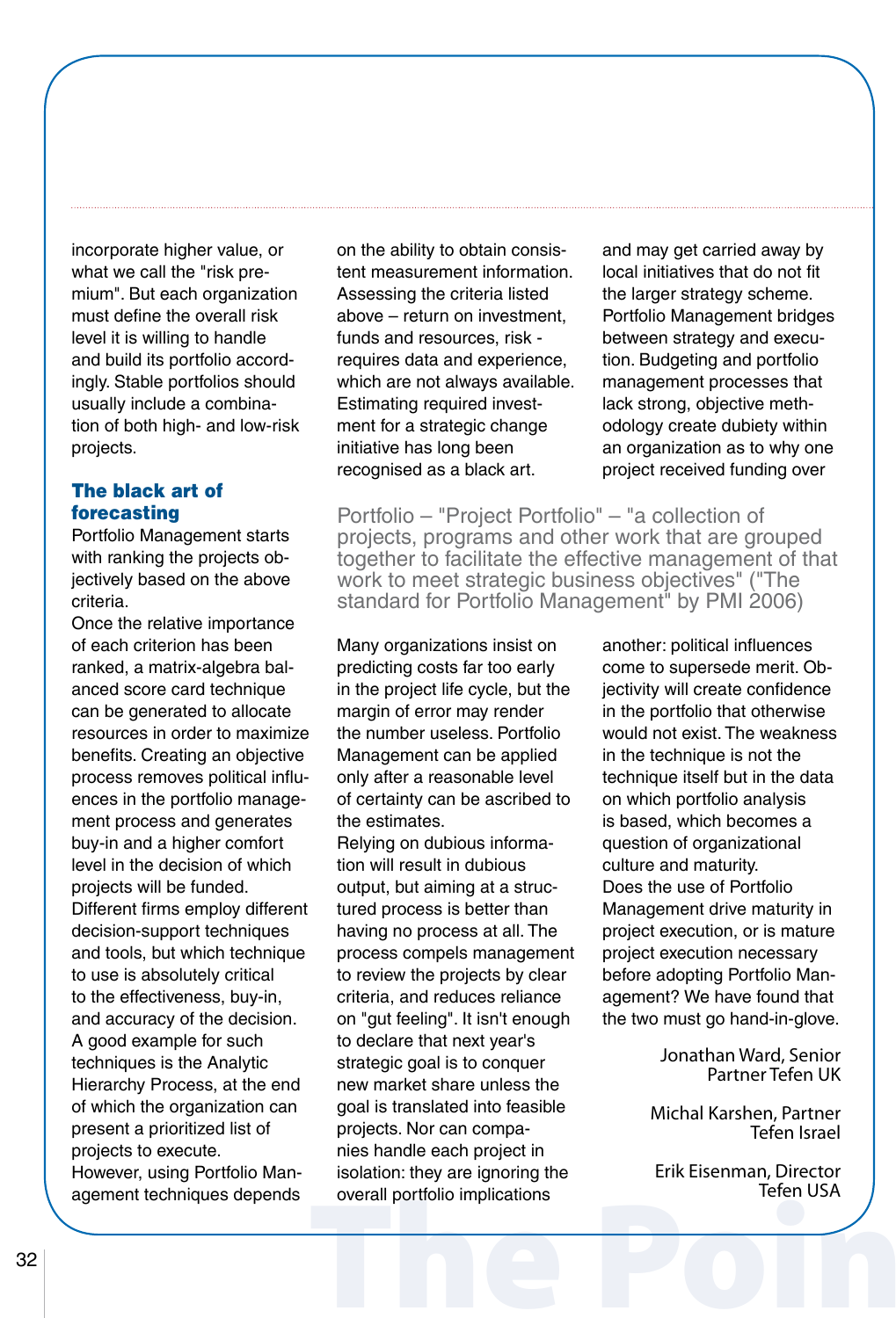incorporate higher value, or what we call the "risk premium". But each organization must define the overall risk level it is willing to handle and build its portfolio accordingly. Stable portfolios should usually include a combination of both high- and low-risk projects.

## The black art of forecasting

Portfolio Management starts with ranking the projects objectively based on the above criteria.

Once the relative importance of each criterion has been ranked, a matrix-algebra balanced score card technique can be generated to allocate resources in order to maximize benefits. Creating an objective process removes political influences in the portfolio management process and generates buy-in and a higher comfort level in the decision of which projects will be funded.

Different firms employ different decision-support techniques and tools, but which technique to use is absolutely critical to the effectiveness, buy-in, and accuracy of the decision. A good example for such techniques is the Analytic Hierarchy Process, at the end of which the organization can present a prioritized list of projects to execute.

However, using Portfolio Management techniques depends on the ability to obtain consistent measurement information. Assessing the criteria listed above – return on investment, funds and resources, risk - requires data and experience, which are not always available. Estimating required investment for a strategic change initiative has long been recognised as a black art.

Many organizations insist on predicting costs far too early in the project life cycle, but the margin of error may render the number useless. Portfolio Management can be applied only after a reasonable level of certainty can be ascribed to the estimates.

Relying on dubious information will result in dubious output, but aiming at a structured process is better than having no process at all. The process compels management to review the projects by clear criteria, and reduces reliance on "gut feeling". It isn't enough to declare that next year's strategic goal is to conquer new market share unless the goal is translated into feasible projects. Nor can companies handle each project in isolation: they are ignoring the overall portfolio implications and may get carried away by local initiatives that do not fit the larger strategy scheme. Portfolio Management bridges between strategy and execution. Budgeting and portfolio management processes that lack strong, objective methodology create dubiety within an organization as to why one project received funding over another: political influences come to supersede merit. Objectivity will create confidence in the portfolio that otherwise would not exist. The weakness in the technique is not the technique itself but in the data on which portfolio analysis is based, which becomes a question of organizational culture and maturity.

Does the use of Portfolio Management drive maturity in project execution, or is mature project execution necessary before adopting Portfolio Management? We have found that the two must go hand-in-glove.

> Portfolio – "Project Portfolio" – "a collection of projects, programs and other work that are grouped together to facilitate the effective management of that work to meet strategic business objectives" ("The standard for Portfolio Management" by PMI 2006)

Jonathan Ward, Senior Partner Tefen UK

Michal Karshen, Partner Tefen Israel

Erik Eisenman, Director Tefen USA